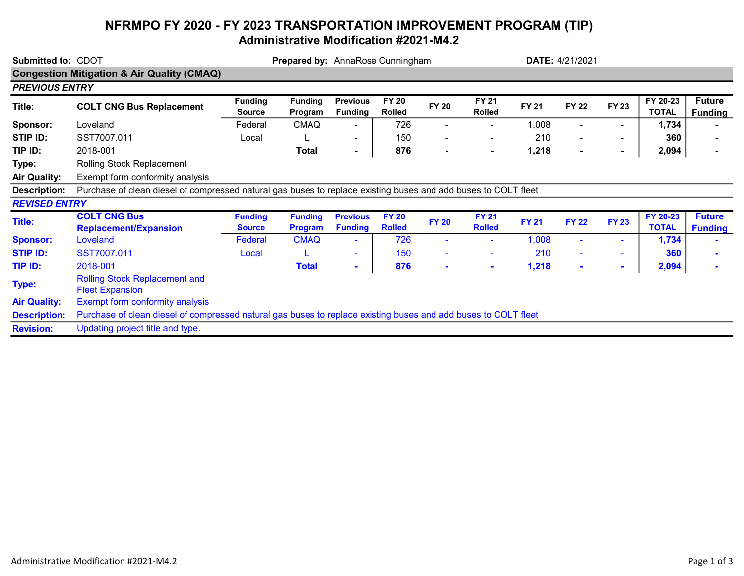# NFRMPO FY 2020 - FY 2023 TRANSPORTATION IMPROVEMENT PROGRAM (TIP)

## Administrative Modification #2021-M4.2

**Submitted to:** CDOT **Prepared by:** AnnaRose Cunningham **DATE:** 4/21/2021

### Congestion Mitigation & Air Quality (CMAQ)

*PREVIOUS ENTRY*

| Title: | COLT CNG Bus Replacement | Funding Source | Funding Program | Previous Funding | FY 20 Rolled | FY 20 | FY 21 Rolled | FY 21 | FY 22 | FY 23 | FY 20-23 TOTAL | Future Funding |
|---|---|---|---|---|---|---|---|---|---|---|---|---|
| Sponsor: | Loveland | Federal | CMAQ | - | 726 | - | - | 1,008 | - | - | 1,734 | - |
| STIP ID: | SST7007.011 | Local | L | - | 150 | - | - | 210 | - | - | 360 | - |
| TIP ID: | 2018-001 | | Total | - | 876 | - | - | 1,218 | - | - | 2,094 | - |
| Type: | Rolling Stock Replacement | | | | | | | | | | | |
| Air Quality: | Exempt form conformity analysis | | | | | | | | | | | |
| Description: | Purchase of clean diesel of compressed natural gas buses to replace existing buses and add buses to COLT fleet | | | | | | | | | | | |

*REVISED ENTRY*

| Title: | COLT CNG Bus Replacement/Expansion | Funding Source | Funding Program | Previous Funding | FY 20 Rolled | FY 20 | FY 21 Rolled | FY 21 | FY 22 | FY 23 | FY 20-23 TOTAL | Future Funding |
|---|---|---|---|---|---|---|---|---|---|---|---|---|
| Sponsor: | Loveland | Federal | CMAQ | - | 726 | - | - | 1,008 | - | - | 1,734 | - |
| STIP ID: | SST7007.011 | Local | L | - | 150 | - | - | 210 | - | - | 360 | - |
| TIP ID: | 2018-001 | | Total | - | 876 | - | - | 1,218 | - | - | 2,094 | - |
| Type: | Rolling Stock Replacement and Fleet Expansion | | | | | | | | | | | |
| Air Quality: | Exempt form conformity analysis | | | | | | | | | | | |
| Description: | Purchase of clean diesel of compressed natural gas buses to replace existing buses and add buses to COLT fleet | | | | | | | | | | | |
| Revision: | Updating project title and type. | | | | | | | | | | | |

Administrative Modification #2021-M4.2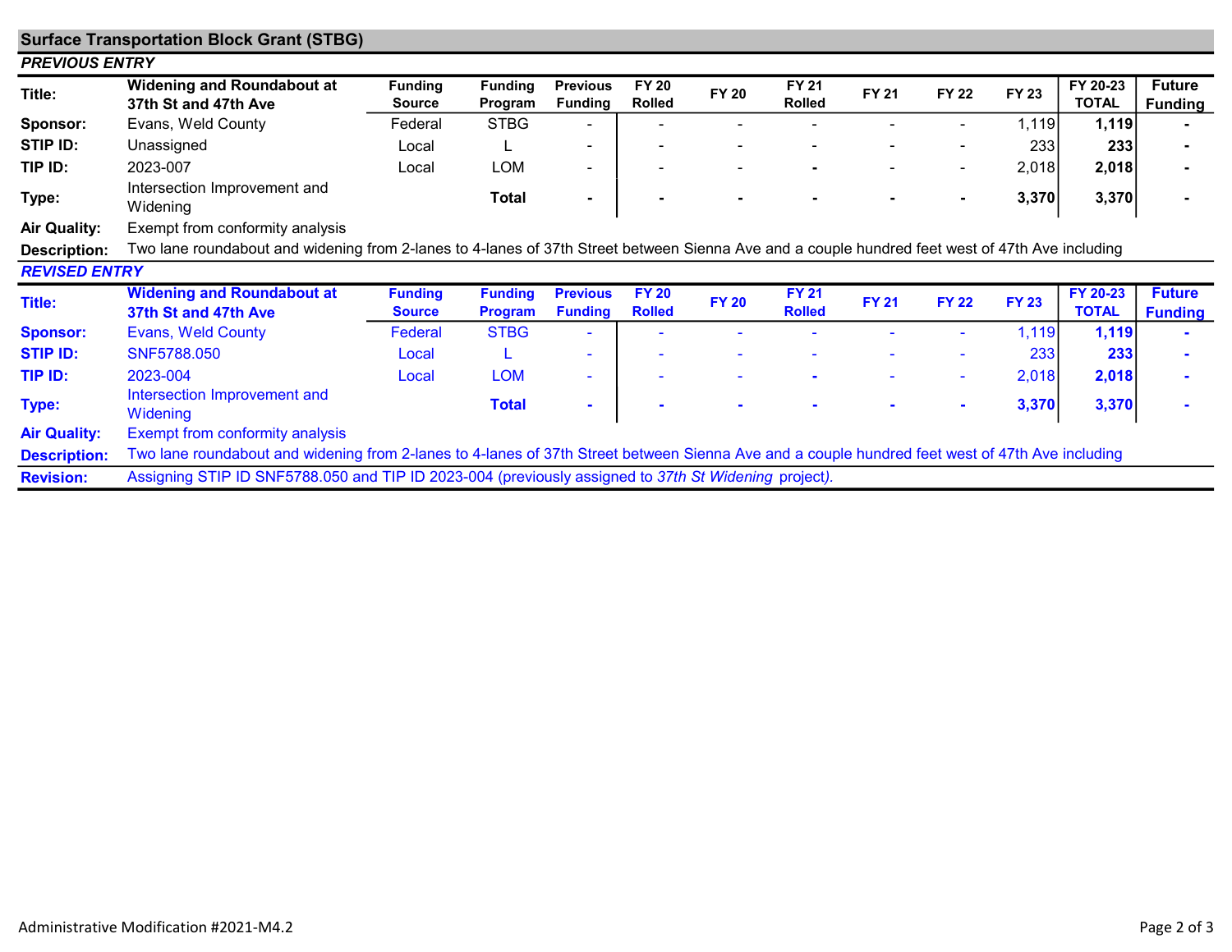## Surface Transportation Block Grant (STBG)

### *PREVIOUS ENTRY*

| Title: | Widening and Roundabout at 37th St and 47th Ave | Funding Source | Funding Program | Previous Funding | FY 20 Rolled | FY 20 | FY 21 Rolled | FY 21 | FY 22 | FY 23 | FY 20-23 TOTAL | Future Funding |
|---|---|---|---|---|---|---|---|---|---|---|---|---|
| Sponsor: | Evans, Weld County | Federal | STBG | - | - | - | - | - | - | 1,119 | **1,119** | - |
| STIP ID: | Unassigned | Local | L | - | - | - | - | - | - | 233 | **233** | - |
| TIP ID: | 2023-007 | Local | LOM | - | - | - | - | - | - | 2,018 | **2,018** | - |
| Type: | Intersection Improvement and Widening | | **Total** | **-** | **-** | **-** | **-** | **-** | **-** | **3,370** | **3,370** | **-** |

**Air Quality:** Exempt from conformity analysis

**Description:** Two lane roundabout and widening from 2-lanes to 4-lanes of 37th Street between Sienna Ave and a couple hundred feet west of 47th Ave including

### *REVISED ENTRY*

| Title: | Widening and Roundabout at 37th St and 47th Ave | Funding Source | Funding Program | Previous Funding | FY 20 Rolled | FY 20 | FY 21 Rolled | FY 21 | FY 22 | FY 23 | FY 20-23 TOTAL | Future Funding |
|---|---|---|---|---|---|---|---|---|---|---|---|---|
| Sponsor: | Evans, Weld County | Federal | STBG | - | - | - | - | - | - | 1,119 | **1,119** | - |
| STIP ID: | SNF5788.050 | Local | L | - | - | - | - | - | - | 233 | **233** | - |
| TIP ID: | 2023-004 | Local | LOM | - | - | - | - | - | - | 2,018 | **2,018** | - |
| Type: | Intersection Improvement and Widening | | **Total** | **-** | **-** | **-** | **-** | **-** | **-** | **3,370** | **3,370** | **-** |

**Air Quality:** Exempt from conformity analysis

**Description:** Two lane roundabout and widening from 2-lanes to 4-lanes of 37th Street between Sienna Ave and a couple hundred feet west of 47th Ave including

**Revision:** Assigning STIP ID SNF5788.050 and TIP ID 2023-004 (previously assigned to *37th St Widening* project).

Administrative Modification #2021-M4.2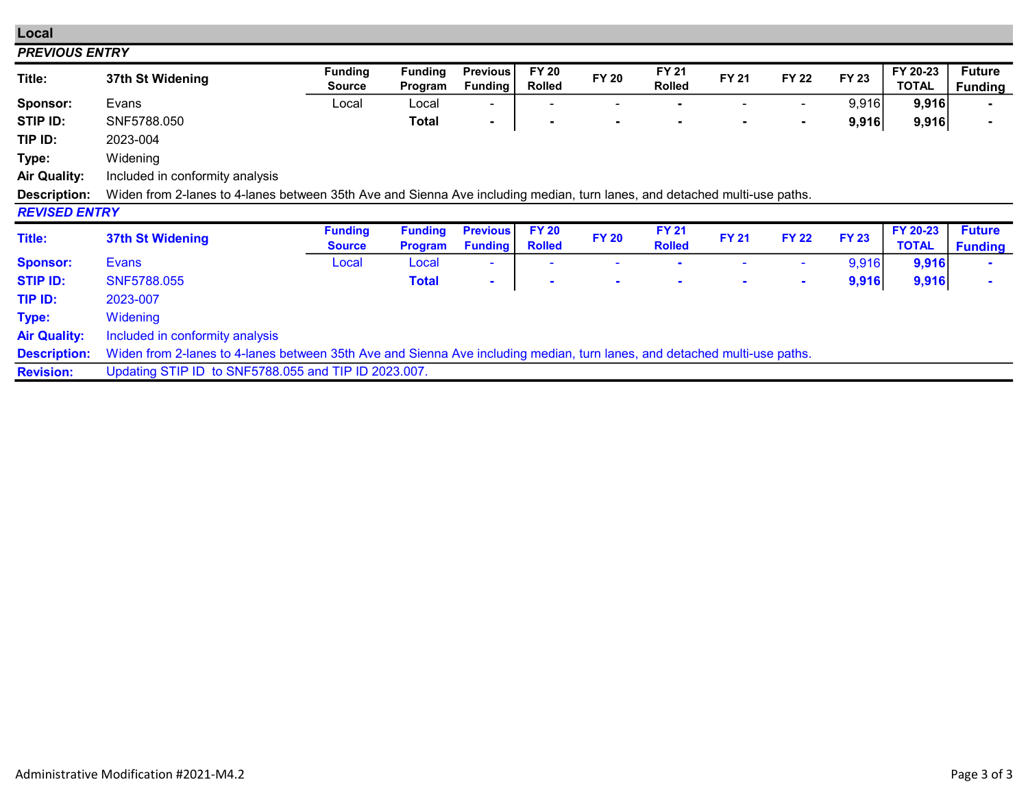## Local

### *PREVIOUS ENTRY*

| Title: | 37th St Widening | Funding Source | Funding Program | Previous Funding | FY 20 Rolled | FY 20 | FY 21 Rolled | FY 21 | FY 22 | FY 23 | FY 20-23 TOTAL | Future Funding |
|---|---|---|---|---|---|---|---|---|---|---|---|---|
| **Sponsor:** | Evans | Local | Local | - | - | - | - | - | - | 9,916 | **9,916** | - |
| **STIP ID:** | SNF5788.050 | | **Total** | **-** | **-** | **-** | **-** | **-** | **-** | **9,916** | **9,916** | **-** |
| **TIP ID:** | 2023-004 | | | | | | | | | | | |
| **Type:** | Widening | | | | | | | | | | | |
| **Air Quality:** | Included in conformity analysis | | | | | | | | | | | |
| **Description:** | Widen from 2-lanes to 4-lanes between 35th Ave and Sienna Ave including median, turn lanes, and detached multi-use paths. | | | | | | | | | | | |

### *REVISED ENTRY*

| Title: | 37th St Widening | Funding Source | Funding Program | Previous Funding | FY 20 Rolled | FY 20 | FY 21 Rolled | FY 21 | FY 22 | FY 23 | FY 20-23 TOTAL | Future Funding |
|---|---|---|---|---|---|---|---|---|---|---|---|---|
| **Sponsor:** | Evans | Local | Local | - | - | - | - | - | - | 9,916 | **9,916** | - |
| **STIP ID:** | SNF5788.055 | | **Total** | **-** | **-** | **-** | **-** | **-** | **-** | **9,916** | **9,916** | **-** |
| **TIP ID:** | 2023-007 | | | | | | | | | | | |
| **Type:** | Widening | | | | | | | | | | | |
| **Air Quality:** | Included in conformity analysis | | | | | | | | | | | |
| **Description:** | Widen from 2-lanes to 4-lanes between 35th Ave and Sienna Ave including median, turn lanes, and detached multi-use paths. | | | | | | | | | | | |
| **Revision:** | Updating STIP ID to SNF5788.055 and TIP ID 2023.007. | | | | | | | | | | | |

Administrative Modification #2021-M4.2